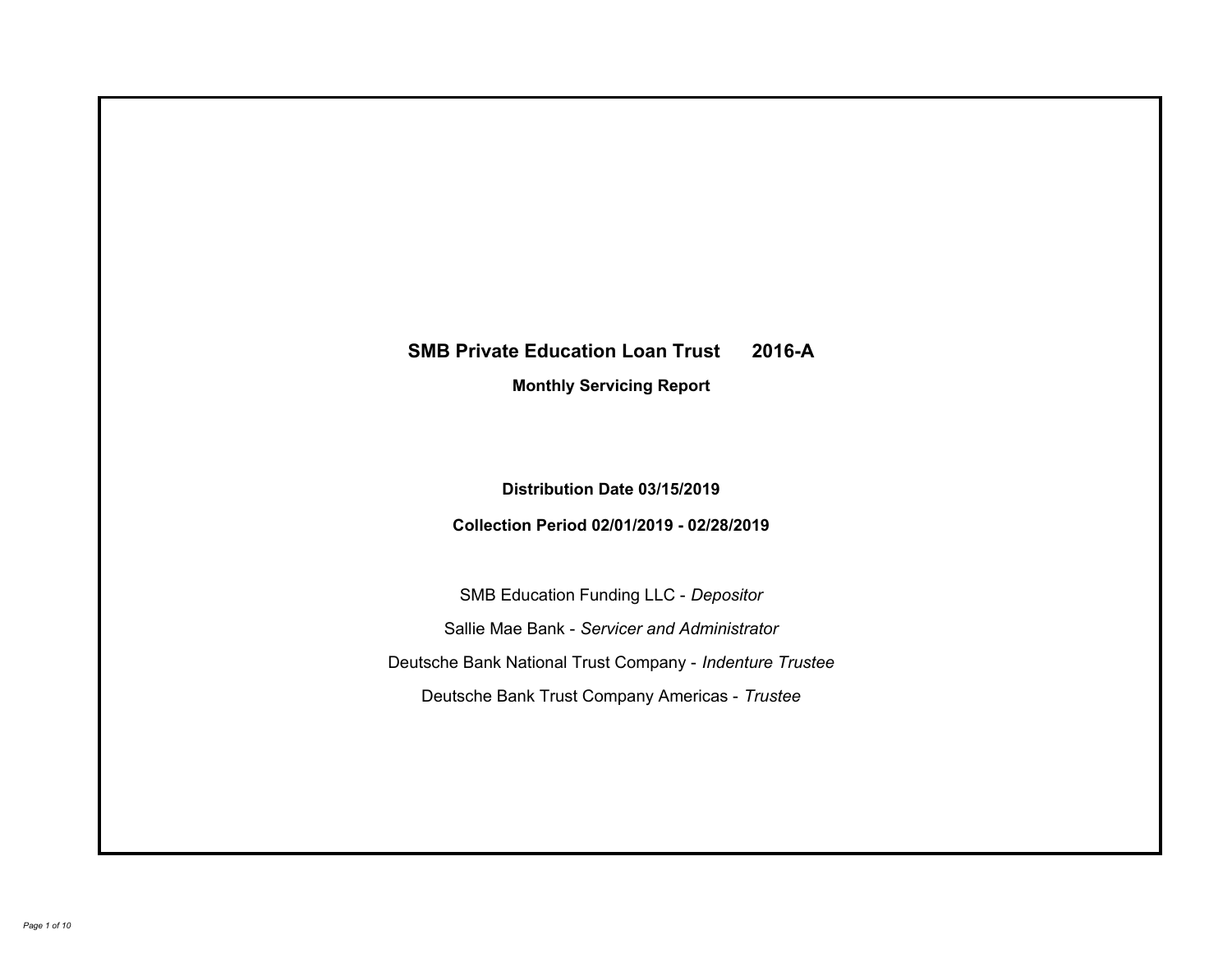# SMB Private Education Loan Trust 2016-A

## Monthly Servicing Report

**Distribution Date 03/15/2019**

**Collection Period 02/01/2019 - 02/28/2019**

SMB Education Funding LLC - *Depositor*

Sallie Mae Bank - *Servicer and Administrator*

Deutsche Bank National Trust Company - *Indenture Trustee*

Deutsche Bank Trust Company Americas - *Trustee*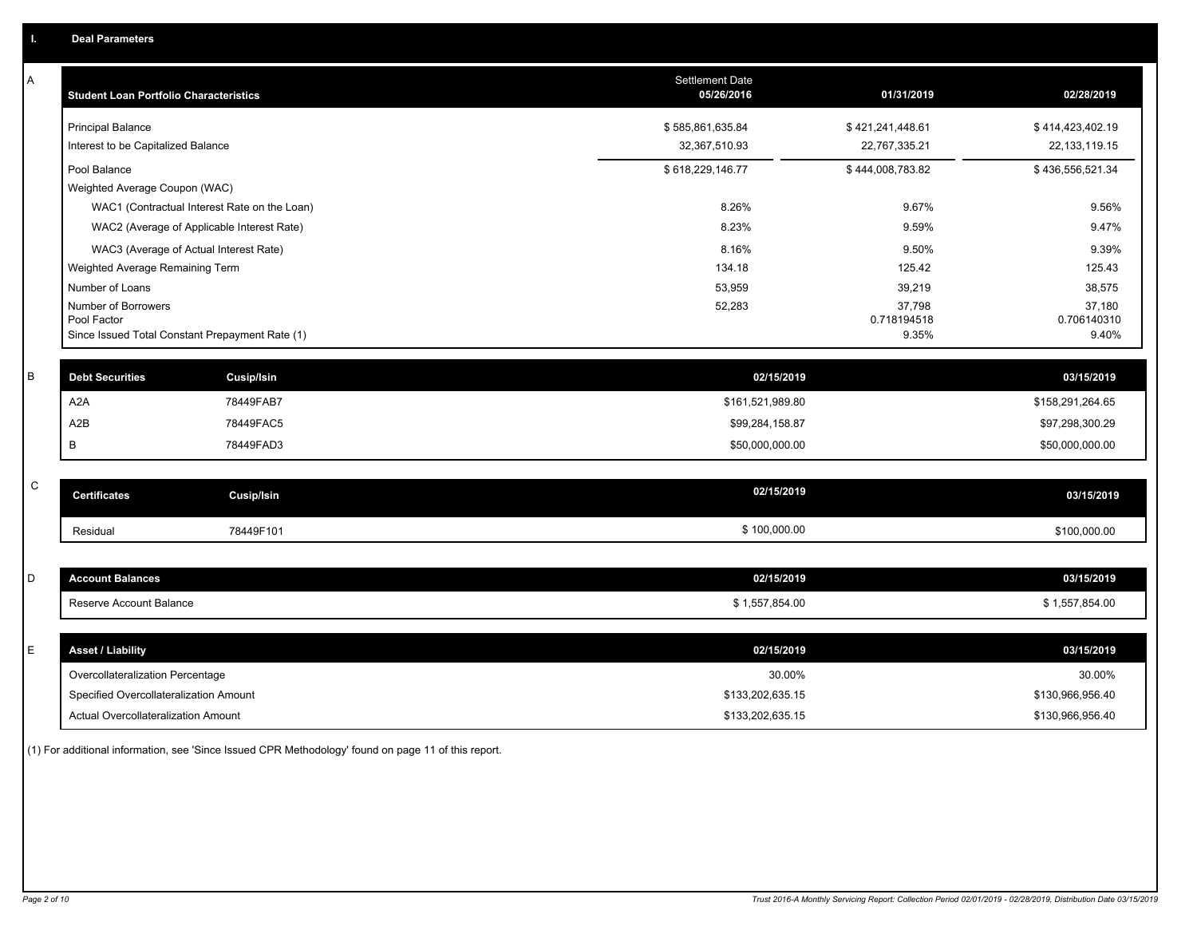## I. Deal Parameters

### A

| Student Loan Portfolio Characteristics | Settlement Date 05/26/2016 | 01/31/2019 | 02/28/2019 |
|---|---|---|---|
| Principal Balance | $ 585,861,635.84 | $ 421,241,448.61 | $ 414,423,402.19 |
| Interest to be Capitalized Balance | 32,367,510.93 | 22,767,335.21 | 22,133,119.15 |
| Pool Balance | $ 618,229,146.77 | $ 444,008,783.82 | $ 436,556,521.34 |
| Weighted Average Coupon (WAC) | | | |
| WAC1 (Contractual Interest Rate on the Loan) | 8.26% | 9.67% | 9.56% |
| WAC2 (Average of Applicable Interest Rate) | 8.23% | 9.59% | 9.47% |
| WAC3 (Average of Actual Interest Rate) | 8.16% | 9.50% | 9.39% |
| Weighted Average Remaining Term | 134.18 | 125.42 | 125.43 |
| Number of Loans | 53,959 | 39,219 | 38,575 |
| Number of Borrowers | 52,283 | 37,798 | 37,180 |
| Pool Factor | | 0.718194518 | 0.706140310 |
| Since Issued Total Constant Prepayment Rate (1) | | 9.35% | 9.40% |

### B

| Debt Securities | Cusip/Isin | 02/15/2019 | 03/15/2019 |
|---|---|---|---|
| A2A | 78449FAB7 | $161,521,989.80 | $158,291,264.65 |
| A2B | 78449FAC5 | $99,284,158.87 | $97,298,300.29 |
| B | 78449FAD3 | $50,000,000.00 | $50,000,000.00 |

### C

| Certificates | Cusip/Isin | 02/15/2019 | 03/15/2019 |
|---|---|---|---|
| Residual | 78449F101 | $ 100,000.00 | $100,000.00 |

### D

| Account Balances | 02/15/2019 | 03/15/2019 |
|---|---|---|
| Reserve Account Balance | $ 1,557,854.00 | $ 1,557,854.00 |

### E

| Asset / Liability | 02/15/2019 | 03/15/2019 |
|---|---|---|
| Overcollateralization Percentage | 30.00% | 30.00% |
| Specified Overcollateralization Amount | $133,202,635.15 | $130,966,956.40 |
| Actual Overcollateralization Amount | $133,202,635.15 | $130,966,956.40 |

(1) For additional information, see 'Since Issued CPR Methodology' found on page 11 of this report.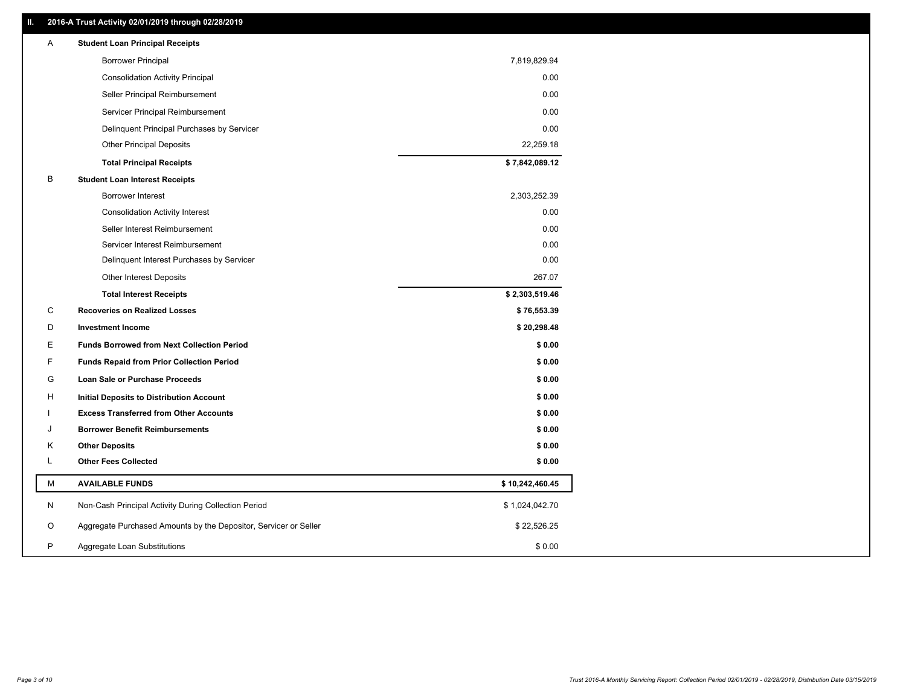## II. 2016-A Trust Activity 02/01/2019 through 02/28/2019

| | | |
|---|---|---|
| A | **Student Loan Principal Receipts** | |
| | Borrower Principal | 7,819,829.94 |
| | Consolidation Activity Principal | 0.00 |
| | Seller Principal Reimbursement | 0.00 |
| | Servicer Principal Reimbursement | 0.00 |
| | Delinquent Principal Purchases by Servicer | 0.00 |
| | Other Principal Deposits | 22,259.18 |
| | **Total Principal Receipts** | **$ 7,842,089.12** |
| B | **Student Loan Interest Receipts** | |
| | Borrower Interest | 2,303,252.39 |
| | Consolidation Activity Interest | 0.00 |
| | Seller Interest Reimbursement | 0.00 |
| | Servicer Interest Reimbursement | 0.00 |
| | Delinquent Interest Purchases by Servicer | 0.00 |
| | Other Interest Deposits | 267.07 |
| | **Total Interest Receipts** | **$ 2,303,519.46** |
| C | **Recoveries on Realized Losses** | **$ 76,553.39** |
| D | **Investment Income** | **$ 20,298.48** |
| E | **Funds Borrowed from Next Collection Period** | **$ 0.00** |
| F | **Funds Repaid from Prior Collection Period** | **$ 0.00** |
| G | **Loan Sale or Purchase Proceeds** | **$ 0.00** |
| H | **Initial Deposits to Distribution Account** | **$ 0.00** |
| I | **Excess Transferred from Other Accounts** | **$ 0.00** |
| J | **Borrower Benefit Reimbursements** | **$ 0.00** |
| K | **Other Deposits** | **$ 0.00** |
| L | **Other Fees Collected** | **$ 0.00** |
| M | **AVAILABLE FUNDS** | **$ 10,242,460.45** |
| N | Non-Cash Principal Activity During Collection Period | $ 1,024,042.70 |
| O | Aggregate Purchased Amounts by the Depositor, Servicer or Seller | $ 22,526.25 |
| P | Aggregate Loan Substitutions | $ 0.00 |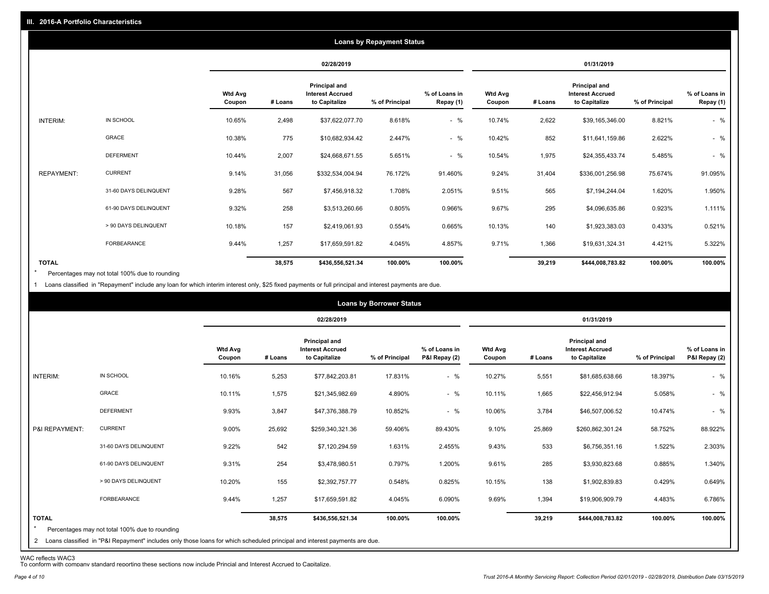## III. 2016-A Portfolio Characteristics

### Loans by Repayment Status

| | | 02/28/2019 | | | | | 01/31/2019 | | | | |
|---|---|---|---|---|---|---|---|---|---|---|---|
| | | Wtd Avg Coupon | # Loans | Principal and Interest Accrued to Capitalize | % of Principal | % of Loans in Repay (1) | Wtd Avg Coupon | # Loans | Principal and Interest Accrued to Capitalize | % of Principal | % of Loans in Repay (1) |
| INTERIM: | IN SCHOOL | 10.65% | 2,498 | $37,622,077.70 | 8.618% | - % | 10.74% | 2,622 | $39,165,346.00 | 8.821% | - % |
| | GRACE | 10.38% | 775 | $10,682,934.42 | 2.447% | - % | 10.42% | 852 | $11,641,159.86 | 2.622% | - % |
| | DEFERMENT | 10.44% | 2,007 | $24,668,671.55 | 5.651% | - % | 10.54% | 1,975 | $24,355,433.74 | 5.485% | - % |
| REPAYMENT: | CURRENT | 9.14% | 31,056 | $332,534,004.94 | 76.172% | 91.460% | 9.24% | 31,404 | $336,001,256.98 | 75.674% | 91.095% |
| | 31-60 DAYS DELINQUENT | 9.28% | 567 | $7,456,918.32 | 1.708% | 2.051% | 9.51% | 565 | $7,194,244.04 | 1.620% | 1.950% |
| | 61-90 DAYS DELINQUENT | 9.32% | 258 | $3,513,260.66 | 0.805% | 0.966% | 9.67% | 295 | $4,096,635.86 | 0.923% | 1.111% |
| | > 90 DAYS DELINQUENT | 10.18% | 157 | $2,419,061.93 | 0.554% | 0.665% | 10.13% | 140 | $1,923,383.03 | 0.433% | 0.521% |
| | FORBEARANCE | 9.44% | 1,257 | $17,659,591.82 | 4.045% | 4.857% | 9.71% | 1,366 | $19,631,324.31 | 4.421% | 5.322% |
| TOTAL | | | 38,575 | $436,556,521.34 | 100.00% | 100.00% | | 39,219 | $444,008,783.82 | 100.00% | 100.00% |

\* Percentages may not total 100% due to rounding

1 Loans classified in "Repayment" include any loan for which interim interest only, $25 fixed payments or full principal and interest payments are due.

### Loans by Borrower Status

| | | 02/28/2019 | | | | | 01/31/2019 | | | | |
|---|---|---|---|---|---|---|---|---|---|---|---|
| | | Wtd Avg Coupon | # Loans | Principal and Interest Accrued to Capitalize | % of Principal | % of Loans in P&I Repay (2) | Wtd Avg Coupon | # Loans | Principal and Interest Accrued to Capitalize | % of Principal | % of Loans in P&I Repay (2) |
| INTERIM: | IN SCHOOL | 10.16% | 5,253 | $77,842,203.81 | 17.831% | - % | 10.27% | 5,551 | $81,685,638.66 | 18.397% | - % |
| | GRACE | 10.11% | 1,575 | $21,345,982.69 | 4.890% | - % | 10.11% | 1,665 | $22,456,912.94 | 5.058% | - % |
| | DEFERMENT | 9.93% | 3,847 | $47,376,388.79 | 10.852% | - % | 10.06% | 3,784 | $46,507,006.52 | 10.474% | - % |
| P&I REPAYMENT: | CURRENT | 9.00% | 25,692 | $259,340,321.36 | 59.406% | 89.430% | 9.10% | 25,869 | $260,862,301.24 | 58.752% | 88.922% |
| | 31-60 DAYS DELINQUENT | 9.22% | 542 | $7,120,294.59 | 1.631% | 2.455% | 9.43% | 533 | $6,756,351.16 | 1.522% | 2.303% |
| | 61-90 DAYS DELINQUENT | 9.31% | 254 | $3,478,980.51 | 0.797% | 1.200% | 9.61% | 285 | $3,930,823.68 | 0.885% | 1.340% |
| | > 90 DAYS DELINQUENT | 10.20% | 155 | $2,392,757.77 | 0.548% | 0.825% | 10.15% | 138 | $1,902,839.83 | 0.429% | 0.649% |
| | FORBEARANCE | 9.44% | 1,257 | $17,659,591.82 | 4.045% | 6.090% | 9.69% | 1,394 | $19,906,909.79 | 4.483% | 6.786% |
| TOTAL | | | 38,575 | $436,556,521.34 | 100.00% | 100.00% | | 39,219 | $444,008,783.82 | 100.00% | 100.00% |

\* Percentages may not total 100% due to rounding

2 Loans classified in "P&I Repayment" includes only those loans for which scheduled principal and interest payments are due.

WAC reflects WAC3

To conform with company standard reporting these sections now include Princial and Interest Accrued to Capitalize.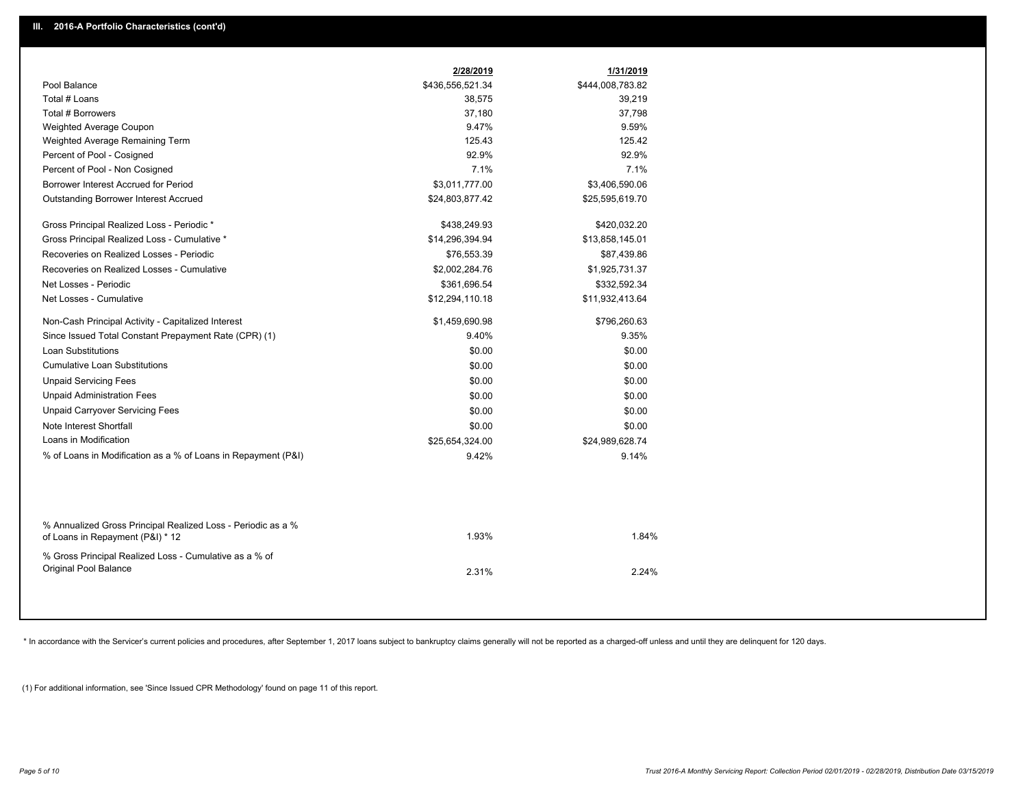## III. 2016-A Portfolio Characteristics (cont'd)

| | 2/28/2019 | 1/31/2019 |
|---|---|---|
| Pool Balance | $436,556,521.34 | $444,008,783.82 |
| Total # Loans | 38,575 | 39,219 |
| Total # Borrowers | 37,180 | 37,798 |
| Weighted Average Coupon | 9.47% | 9.59% |
| Weighted Average Remaining Term | 125.43 | 125.42 |
| Percent of Pool - Cosigned | 92.9% | 92.9% |
| Percent of Pool - Non Cosigned | 7.1% | 7.1% |
| Borrower Interest Accrued for Period | $3,011,777.00 | $3,406,590.06 |
| Outstanding Borrower Interest Accrued | $24,803,877.42 | $25,595,619.70 |
| Gross Principal Realized Loss - Periodic * | $438,249.93 | $420,032.20 |
| Gross Principal Realized Loss - Cumulative * | $14,296,394.94 | $13,858,145.01 |
| Recoveries on Realized Losses - Periodic | $76,553.39 | $87,439.86 |
| Recoveries on Realized Losses - Cumulative | $2,002,284.76 | $1,925,731.37 |
| Net Losses - Periodic | $361,696.54 | $332,592.34 |
| Net Losses - Cumulative | $12,294,110.18 | $11,932,413.64 |
| Non-Cash Principal Activity - Capitalized Interest | $1,459,690.98 | $796,260.63 |
| Since Issued Total Constant Prepayment Rate (CPR) (1) | 9.40% | 9.35% |
| Loan Substitutions | $0.00 | $0.00 |
| Cumulative Loan Substitutions | $0.00 | $0.00 |
| Unpaid Servicing Fees | $0.00 | $0.00 |
| Unpaid Administration Fees | $0.00 | $0.00 |
| Unpaid Carryover Servicing Fees | $0.00 | $0.00 |
| Note Interest Shortfall | $0.00 | $0.00 |
| Loans in Modification | $25,654,324.00 | $24,989,628.74 |
| % of Loans in Modification as a % of Loans in Repayment (P&I) | 9.42% | 9.14% |
| % Annualized Gross Principal Realized Loss - Periodic as a % of Loans in Repayment (P&I) * 12 | 1.93% | 1.84% |
| % Gross Principal Realized Loss - Cumulative as a % of Original Pool Balance | 2.31% | 2.24% |

* In accordance with the Servicer's current policies and procedures, after September 1, 2017 loans subject to bankruptcy claims generally will not be reported as a charged-off unless and until they are delinquent for 120 days.

(1) For additional information, see 'Since Issued CPR Methodology' found on page 11 of this report.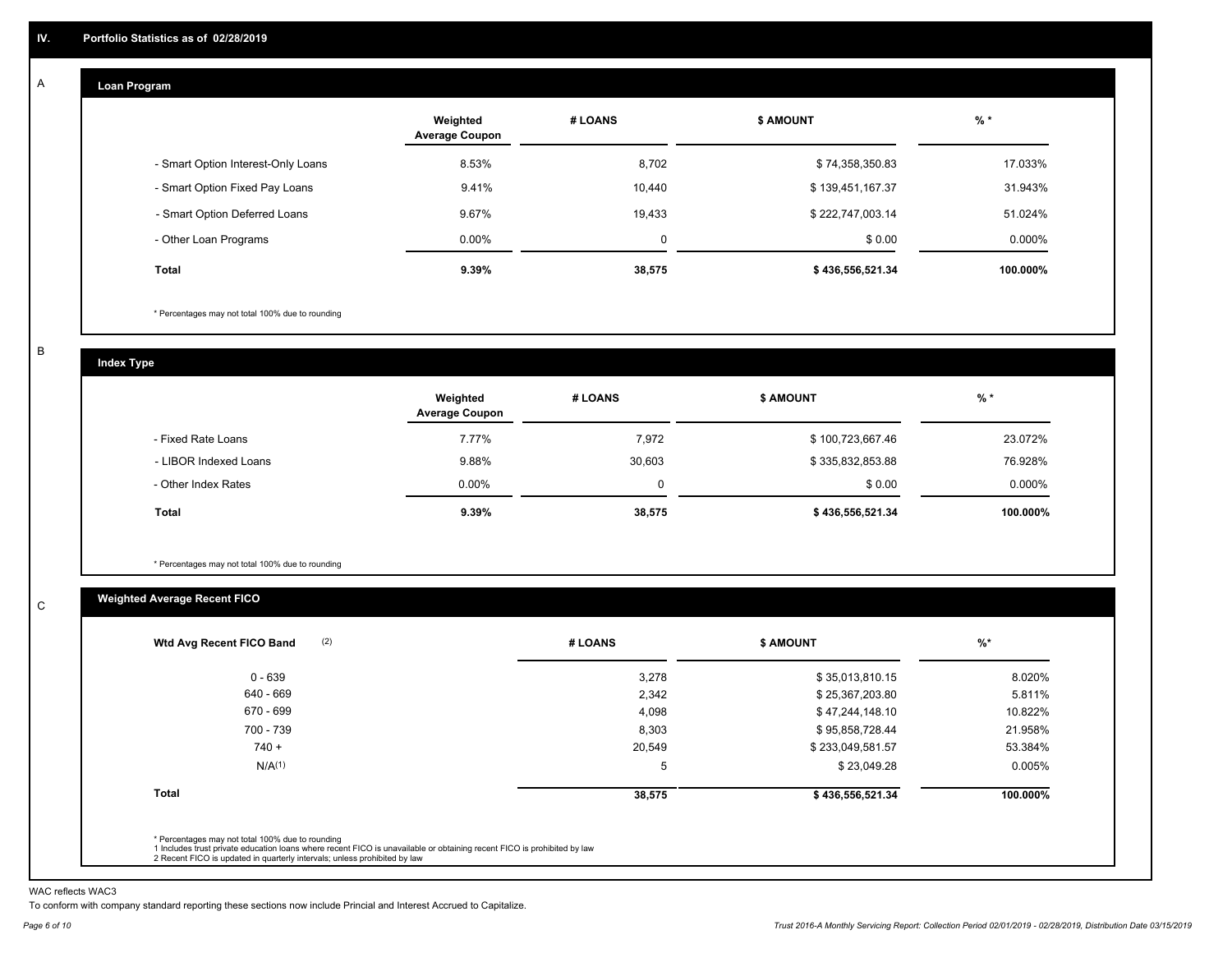# IV. Portfolio Statistics as of 02/28/2019

## A Loan Program

| | Weighted Average Coupon | # LOANS | $ AMOUNT | % * |
|---|---|---|---|---|
| - Smart Option Interest-Only Loans | 8.53% | 8,702 | $ 74,358,350.83 | 17.033% |
| - Smart Option Fixed Pay Loans | 9.41% | 10,440 | $ 139,451,167.37 | 31.943% |
| - Smart Option Deferred Loans | 9.67% | 19,433 | $ 222,747,003.14 | 51.024% |
| - Other Loan Programs | 0.00% | 0 | $ 0.00 | 0.000% |
| **Total** | **9.39%** | **38,575** | **$ 436,556,521.34** | **100.000%** |

* Percentages may not total 100% due to rounding

## B Index Type

| | Weighted Average Coupon | # LOANS | $ AMOUNT | % * |
|---|---|---|---|---|
| - Fixed Rate Loans | 7.77% | 7,972 | $ 100,723,667.46 | 23.072% |
| - LIBOR Indexed Loans | 9.88% | 30,603 | $ 335,832,853.88 | 76.928% |
| - Other Index Rates | 0.00% | 0 | $ 0.00 | 0.000% |
| **Total** | **9.39%** | **38,575** | **$ 436,556,521.34** | **100.000%** |

* Percentages may not total 100% due to rounding

## C Weighted Average Recent FICO

| Wtd Avg Recent FICO Band (2) | # LOANS | $ AMOUNT | %* |
|---|---|---|---|
| 0 - 639 | 3,278 | $ 35,013,810.15 | 8.020% |
| 640 - 669 | 2,342 | $ 25,367,203.80 | 5.811% |
| 670 - 699 | 4,098 | $ 47,244,148.10 | 10.822% |
| 700 - 739 | 8,303 | $ 95,858,728.44 | 21.958% |
| 740 + | 20,549 | $ 233,049,581.57 | 53.384% |
| N/A(1) | 5 | $ 23,049.28 | 0.005% |
| **Total** | **38,575** | **$ 436,556,521.34** | **100.000%** |

* Percentages may not total 100% due to rounding
1 Includes trust private education loans where recent FICO is unavailable or obtaining recent FICO is prohibited by law
2 Recent FICO is updated in quarterly intervals; unless prohibited by law

WAC reflects WAC3

To conform with company standard reporting these sections now include Princial and Interest Accrued to Capitalize.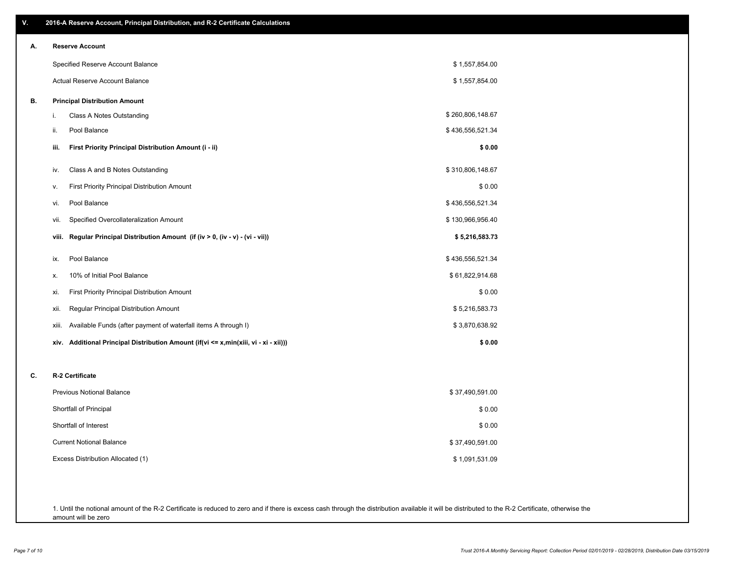## V. 2016-A Reserve Account, Principal Distribution, and R-2 Certificate Calculations

### A. Reserve Account

| | |
|---|---|
| Specified Reserve Account Balance | $ 1,557,854.00 |
| Actual Reserve Account Balance | $ 1,557,854.00 |

### B. Principal Distribution Amount

| | | |
|---|---|---|
| i. | Class A Notes Outstanding | $ 260,806,148.67 |
| ii. | Pool Balance | $ 436,556,521.34 |
| **iii.** | **First Priority Principal Distribution Amount (i - ii)** | **$ 0.00** |
| iv. | Class A and B Notes Outstanding | $ 310,806,148.67 |
| v. | First Priority Principal Distribution Amount | $ 0.00 |
| vi. | Pool Balance | $ 436,556,521.34 |
| vii. | Specified Overcollateralization Amount | $ 130,966,956.40 |
| **viii.** | **Regular Principal Distribution Amount (if (iv > 0, (iv - v) - (vi - vii))** | **$ 5,216,583.73** |
| ix. | Pool Balance | $ 436,556,521.34 |
| x. | 10% of Initial Pool Balance | $ 61,822,914.68 |
| xi. | First Priority Principal Distribution Amount | $ 0.00 |
| xii. | Regular Principal Distribution Amount | $ 5,216,583.73 |
| xiii. | Available Funds (after payment of waterfall items A through I) | $ 3,870,638.92 |
| **xiv.** | **Additional Principal Distribution Amount (if(vi <= x,min(xiii, vi - xi - xii)))** | **$ 0.00** |

### C. R-2 Certificate

| | |
|---|---|
| Previous Notional Balance | $ 37,490,591.00 |
| Shortfall of Principal | $ 0.00 |
| Shortfall of Interest | $ 0.00 |
| Current Notional Balance | $ 37,490,591.00 |
| Excess Distribution Allocated (1) | $ 1,091,531.09 |

1. Until the notional amount of the R-2 Certificate is reduced to zero and if there is excess cash through the distribution available it will be distributed to the R-2 Certificate, otherwise the amount will be zero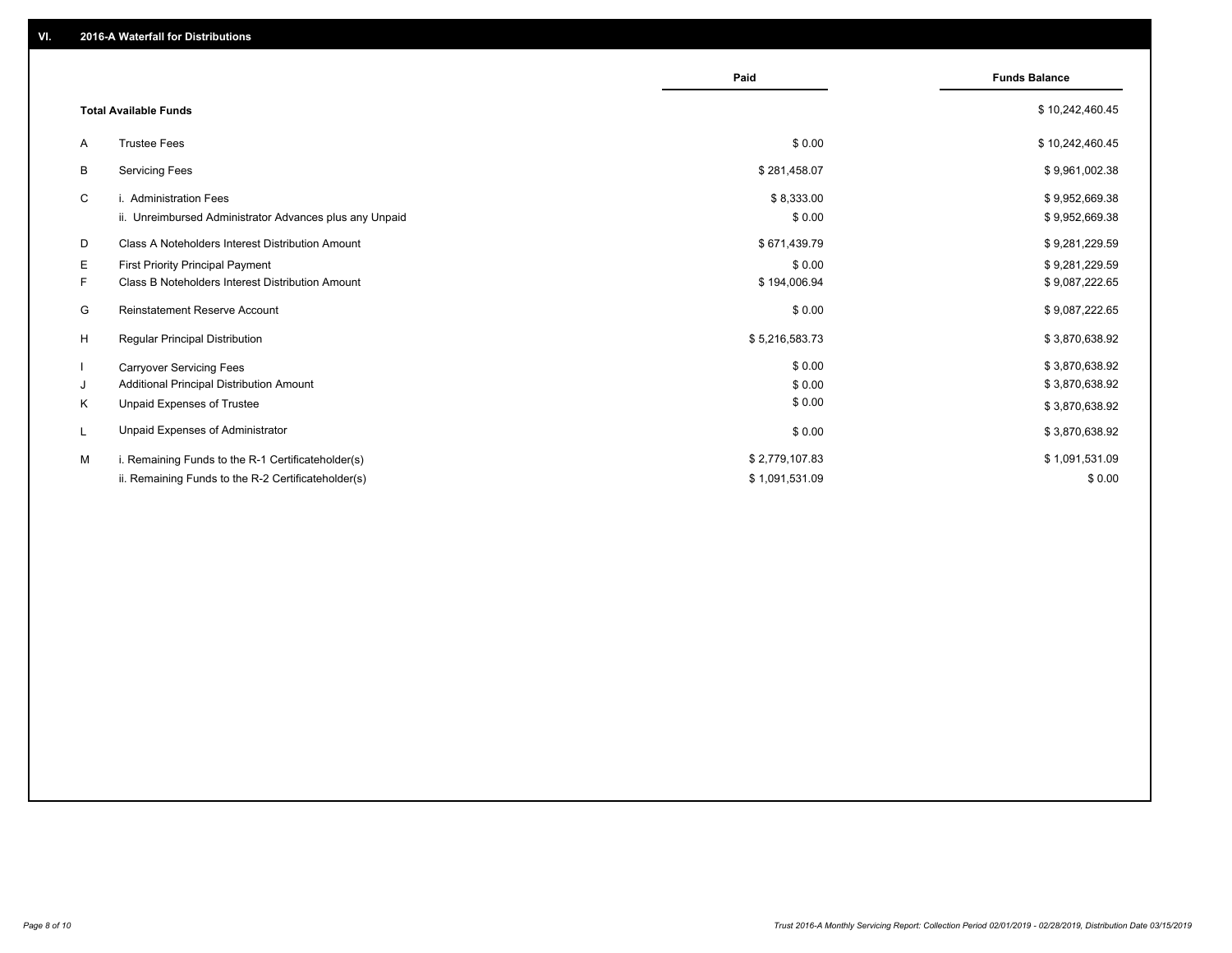## VI. 2016-A Waterfall for Distributions

| | | Paid | Funds Balance |
|---|---|---|---|
| | **Total Available Funds** | | $ 10,242,460.45 |
| A | Trustee Fees | $ 0.00 | $ 10,242,460.45 |
| B | Servicing Fees | $ 281,458.07 | $ 9,961,002.38 |
| C | i. Administration Fees | $ 8,333.00 | $ 9,952,669.38 |
| | ii. Unreimbursed Administrator Advances plus any Unpaid | $ 0.00 | $ 9,952,669.38 |
| D | Class A Noteholders Interest Distribution Amount | $ 671,439.79 | $ 9,281,229.59 |
| E | First Priority Principal Payment | $ 0.00 | $ 9,281,229.59 |
| F | Class B Noteholders Interest Distribution Amount | $ 194,006.94 | $ 9,087,222.65 |
| G | Reinstatement Reserve Account | $ 0.00 | $ 9,087,222.65 |
| H | Regular Principal Distribution | $ 5,216,583.73 | $ 3,870,638.92 |
| I | Carryover Servicing Fees | $ 0.00 | $ 3,870,638.92 |
| J | Additional Principal Distribution Amount | $ 0.00 | $ 3,870,638.92 |
| K | Unpaid Expenses of Trustee | $ 0.00 | $ 3,870,638.92 |
| L | Unpaid Expenses of Administrator | $ 0.00 | $ 3,870,638.92 |
| M | i. Remaining Funds to the R-1 Certificateholder(s) | $ 2,779,107.83 | $ 1,091,531.09 |
| | ii. Remaining Funds to the R-2 Certificateholder(s) | $ 1,091,531.09 | $ 0.00 |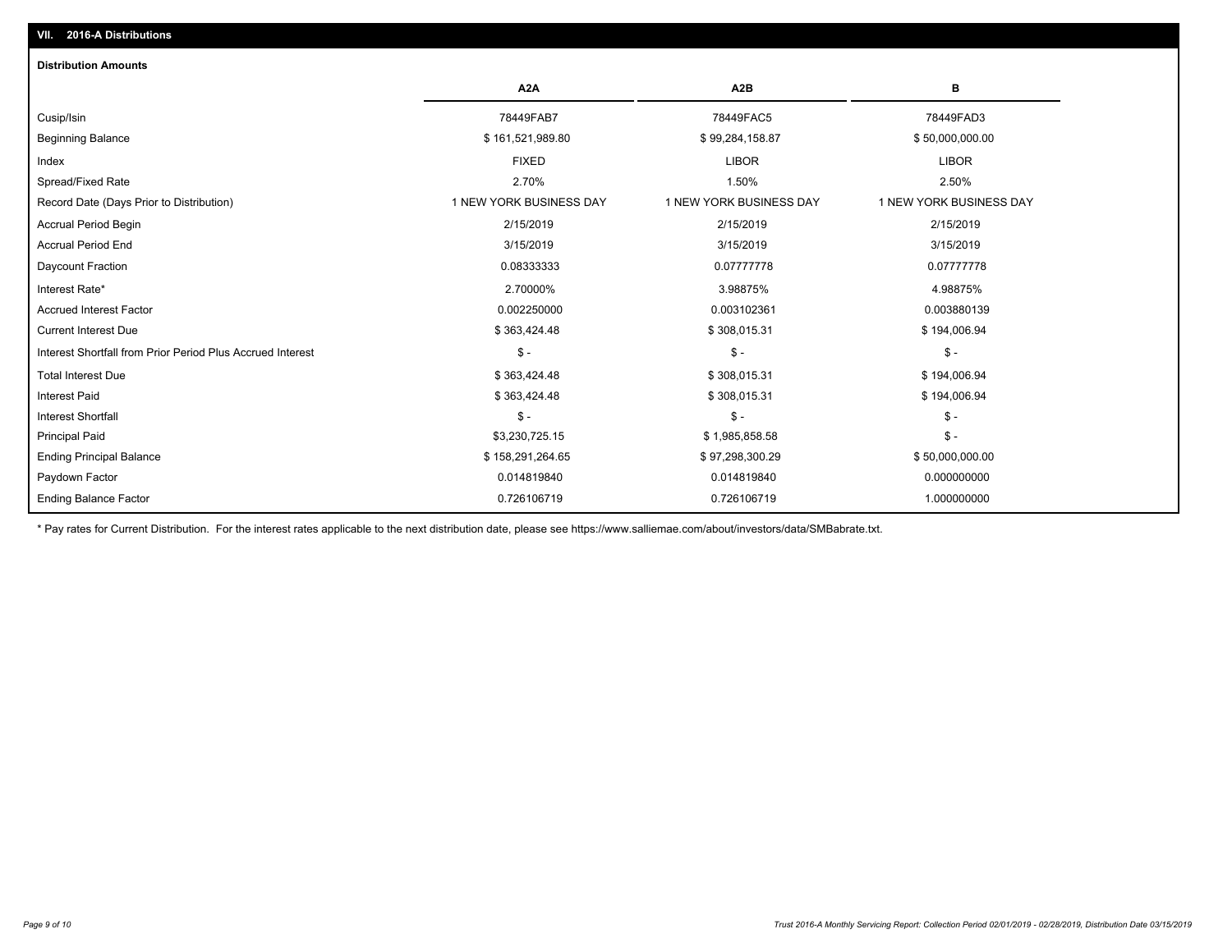## VII. 2016-A Distributions

### Distribution Amounts

| | A2A | A2B | B |
|---|---|---|---|
| Cusip/Isin | 78449FAB7 | 78449FAC5 | 78449FAD3 |
| Beginning Balance | $ 161,521,989.80 | $ 99,284,158.87 | $ 50,000,000.00 |
| Index | FIXED | LIBOR | LIBOR |
| Spread/Fixed Rate | 2.70% | 1.50% | 2.50% |
| Record Date (Days Prior to Distribution) | 1 NEW YORK BUSINESS DAY | 1 NEW YORK BUSINESS DAY | 1 NEW YORK BUSINESS DAY |
| Accrual Period Begin | 2/15/2019 | 2/15/2019 | 2/15/2019 |
| Accrual Period End | 3/15/2019 | 3/15/2019 | 3/15/2019 |
| Daycount Fraction | 0.08333333 | 0.07777778 | 0.07777778 |
| Interest Rate* | 2.70000% | 3.98875% | 4.98875% |
| Accrued Interest Factor | 0.002250000 | 0.003102361 | 0.003880139 |
| Current Interest Due | $ 363,424.48 | $ 308,015.31 | $ 194,006.94 |
| Interest Shortfall from Prior Period Plus Accrued Interest | $ - | $ - | $ - |
| Total Interest Due | $ 363,424.48 | $ 308,015.31 | $ 194,006.94 |
| Interest Paid | $ 363,424.48 | $ 308,015.31 | $ 194,006.94 |
| Interest Shortfall | $ - | $ - | $ - |
| Principal Paid | $3,230,725.15 | $ 1,985,858.58 | $ - |
| Ending Principal Balance | $ 158,291,264.65 | $ 97,298,300.29 | $ 50,000,000.00 |
| Paydown Factor | 0.014819840 | 0.014819840 | 0.000000000 |
| Ending Balance Factor | 0.726106719 | 0.726106719 | 1.000000000 |

* Pay rates for Current Distribution. For the interest rates applicable to the next distribution date, please see https://www.salliemae.com/about/investors/data/SMBabrate.txt.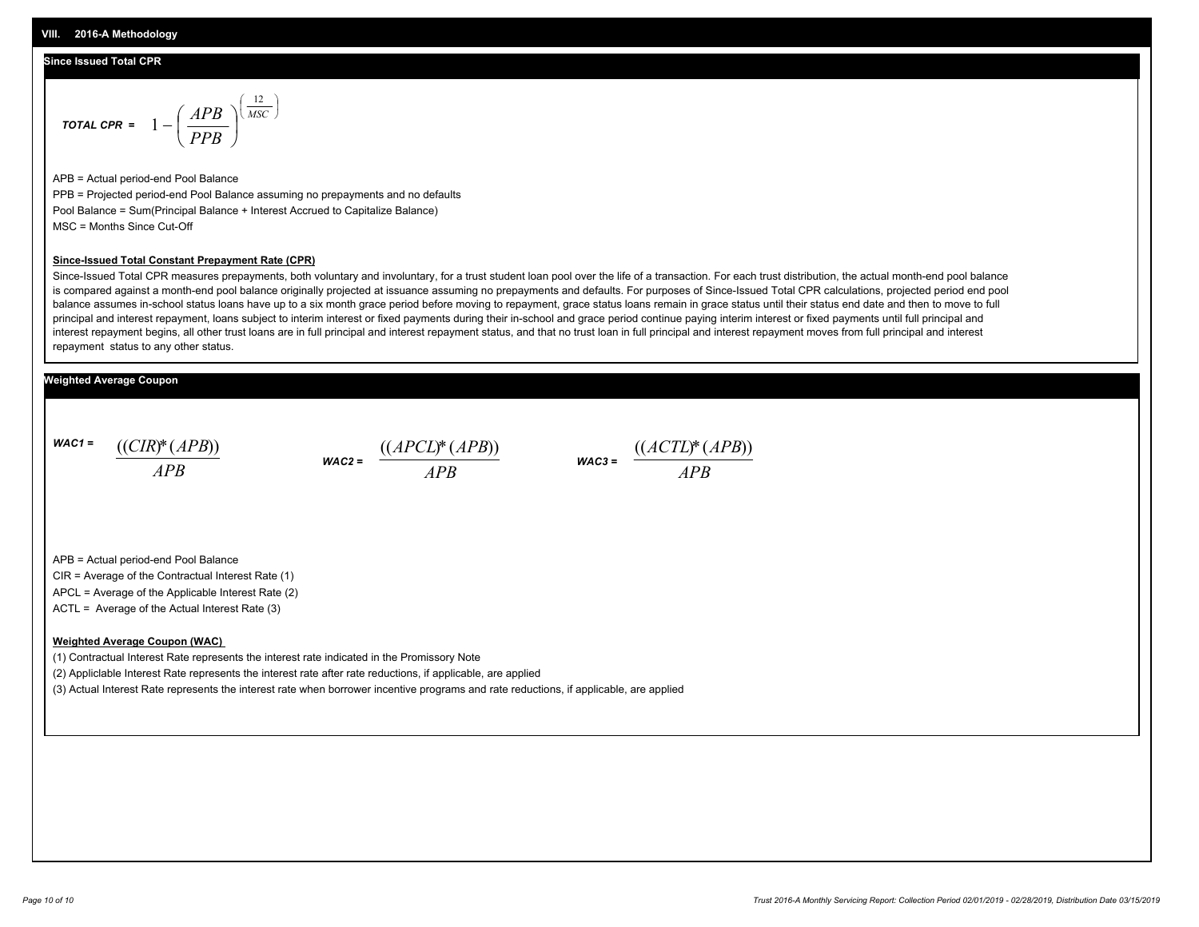## VIII. 2016-A Methodology

### Since Issued Total CPR

$$\textit{TOTAL CPR} = 1 - \left(\frac{APB}{PPB}\right)^{\left(\frac{12}{MSC}\right)}$$

APB = Actual period-end Pool Balance

PPB = Projected period-end Pool Balance assuming no prepayments and no defaults

Pool Balance = Sum(Principal Balance + Interest Accrued to Capitalize Balance)

MSC = Months Since Cut-Off

**Since-Issued Total Constant Prepayment Rate (CPR)**

Since-Issued Total CPR measures prepayments, both voluntary and involuntary, for a trust student loan pool over the life of a transaction. For each trust distribution, the actual month-end pool balance is compared against a month-end pool balance originally projected at issuance assuming no prepayments and defaults. For purposes of Since-Issued Total CPR calculations, projected period end pool balance assumes in-school status loans have up to a six month grace period before moving to repayment, grace status loans remain in grace status until their status end date and then to move to full principal and interest repayment, loans subject to interim interest or fixed payments during their in-school and grace period continue paying interim interest or fixed payments until full principal and interest repayment begins, all other trust loans are in full principal and interest repayment status, and that no trust loan in full principal and interest repayment moves from full principal and interest repayment status to any other status.

### Weighted Average Coupon

$$\textit{WAC1} = \frac{((CIR)^*(APB))}{APB} \qquad \textit{WAC2} = \frac{((APCL)^*(APB))}{APB} \qquad \textit{WAC3} = \frac{((ACTL)^*(APB))}{APB}$$

APB = Actual period-end Pool Balance

CIR = Average of the Contractual Interest Rate (1)

APCL = Average of the Applicable Interest Rate (2)

ACTL = Average of the Actual Interest Rate (3)

**Weighted Average Coupon (WAC)**

(1) Contractual Interest Rate represents the interest rate indicated in the Promissory Note

(2) Appliclable Interest Rate represents the interest rate after rate reductions, if applicable, are applied

(3) Actual Interest Rate represents the interest rate when borrower incentive programs and rate reductions, if applicable, are applied